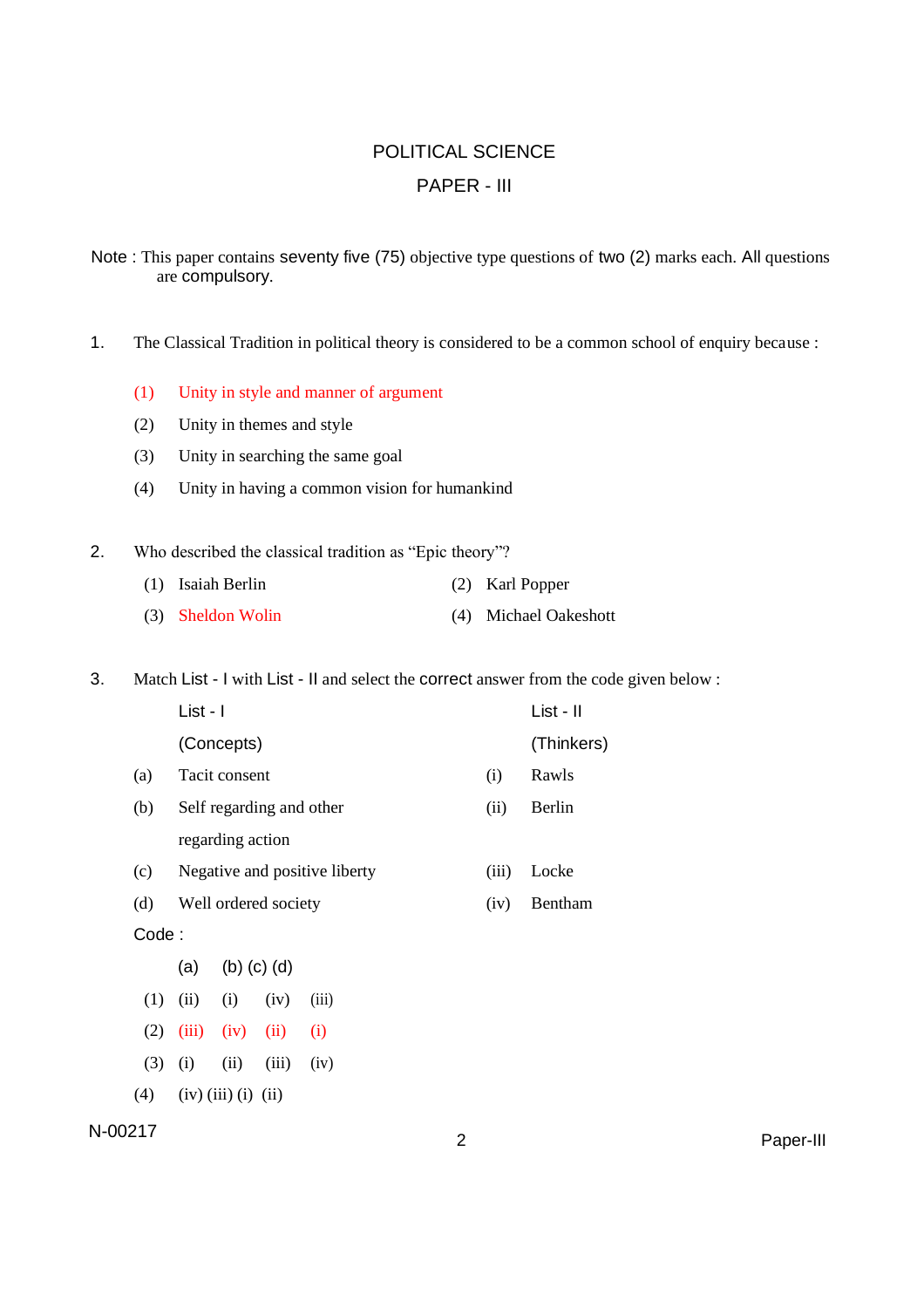# POLITICAL SCIENCE

## PAPER - III

**Note :** This paper contains seventy five (75) objective type questions of two (2) marks each. All questions are compulsory.

1. The Classical Tradition in political theory is considered to be a common school of enquiry because :

   (1) Unity in style and manner of argument

   (2) Unity in themes and style

   (3) Unity in searching the same goal

   (4) Unity in having a common vision for humankind

2. Who described the classical tradition as "Epic theory"?

   (1) Isaiah Berlin
   (2) Karl Popper
   (3) Sheldon Wolin
   (4) Michael Oakeshott

3. Match List - I with List - II and select the correct answer from the code given below :

| | List - I (Concepts) | | List - II (Thinkers) |
|---|---|---|---|
| (a) | Tacit consent | (i) | Rawls |
| (b) | Self regarding and other regarding action | (ii) | Berlin |
| (c) | Negative and positive liberty | (iii) | Locke |
| (d) | Well ordered society | (iv) | Bentham |

Code :

| | (a) | (b) | (c) | (d) |
|---|---|---|---|---|
| (1) | (ii) | (i) | (iv) | (iii) |
| (2) | (iii) | (iv) | (ii) | (i) |
| (3) | (i) | (ii) | (iii) | (iv) |
| (4) | (iv) | (iii) | (i) | (ii) |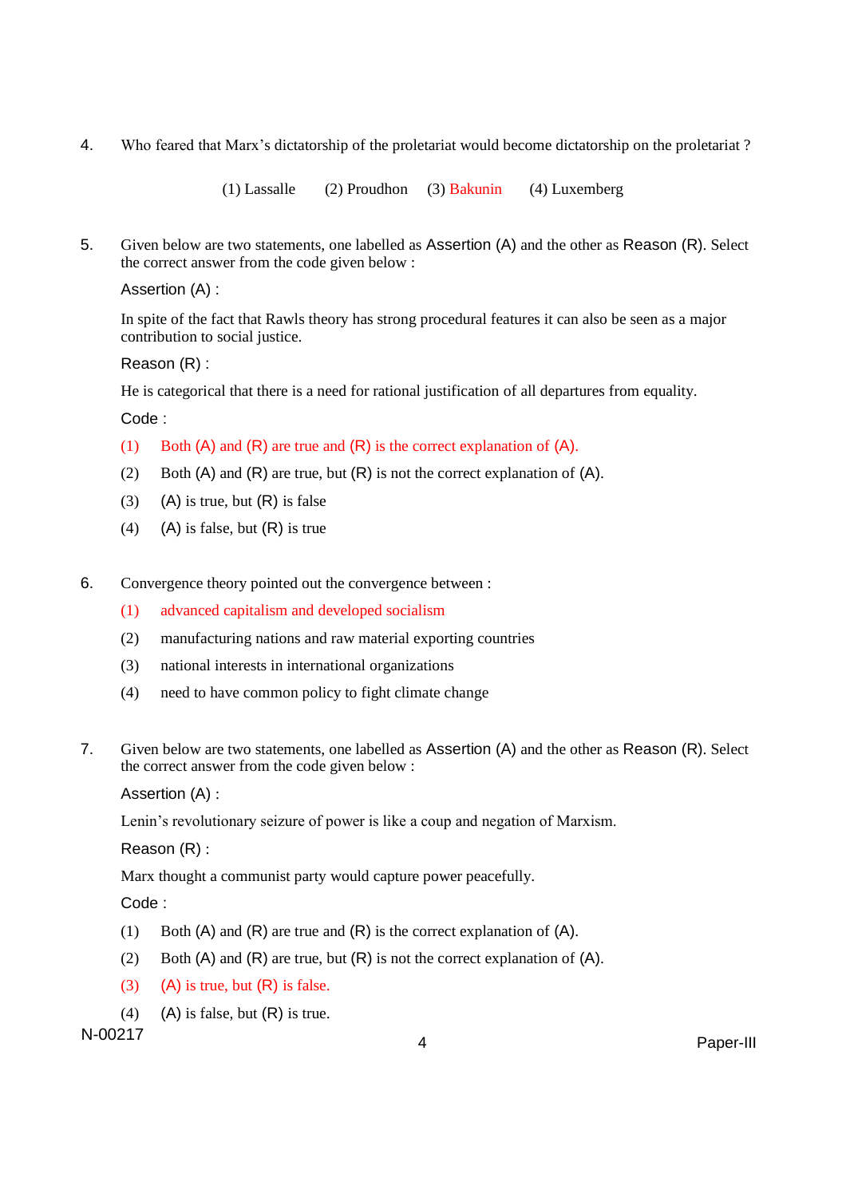4. Who feared that Marx's dictatorship of the proletariat would become dictatorship on the proletariat ?

   (1) Lassalle (2) Proudhon (3) Bakunin (4) Luxemberg

5. Given below are two statements, one labelled as Assertion (A) and the other as Reason (R). Select the correct answer from the code given below :

   Assertion (A) :

   In spite of the fact that Rawls theory has strong procedural features it can also be seen as a major contribution to social justice.

   Reason (R) :

   He is categorical that there is a need for rational justification of all departures from equality.

   Code :

   (1) Both (A) and (R) are true and (R) is the correct explanation of (A).

   (2) Both (A) and (R) are true, but (R) is not the correct explanation of (A).

   (3) (A) is true, but (R) is false

   (4) (A) is false, but (R) is true

6. Convergence theory pointed out the convergence between :

   (1) advanced capitalism and developed socialism

   (2) manufacturing nations and raw material exporting countries

   (3) national interests in international organizations

   (4) need to have common policy to fight climate change

7. Given below are two statements, one labelled as Assertion (A) and the other as Reason (R). Select the correct answer from the code given below :

   Assertion (A) :

   Lenin's revolutionary seizure of power is like a coup and negation of Marxism.

   Reason (R) :

   Marx thought a communist party would capture power peacefully.

   Code :

   (1) Both (A) and (R) are true and (R) is the correct explanation of (A).

   (2) Both (A) and (R) are true, but (R) is not the correct explanation of (A).

   (3) (A) is true, but (R) is false.

   (4) (A) is false, but (R) is true.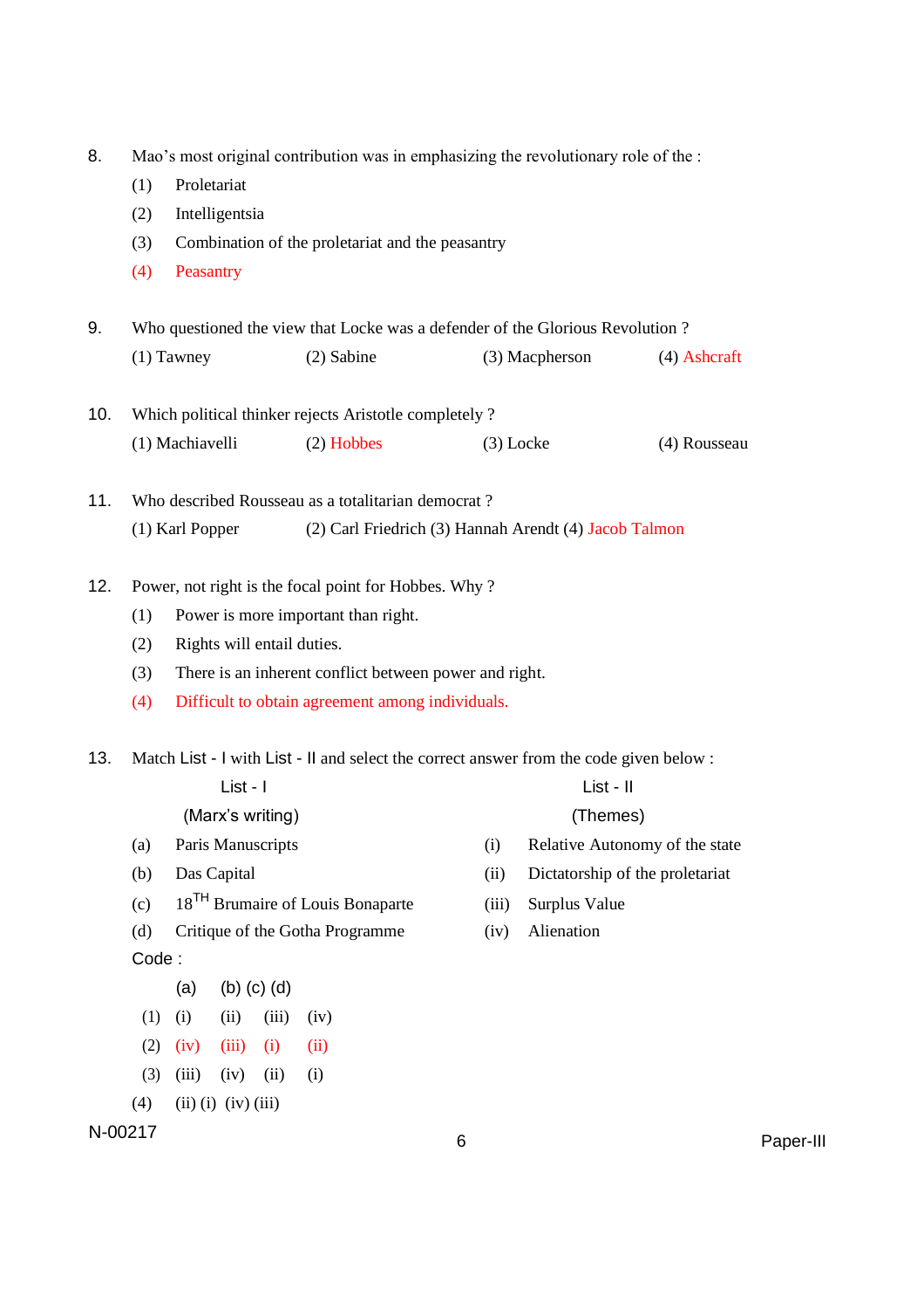8. Mao's most original contribution was in emphasizing the revolutionary role of the :
   (1) Proletariat
   (2) Intelligentsia
   (3) Combination of the proletariat and the peasantry
   (4) Peasantry

9. Who questioned the view that Locke was a defender of the Glorious Revolution ?
   (1) Tawney (2) Sabine (3) Macpherson (4) Ashcraft

10. Which political thinker rejects Aristotle completely ?
    (1) Machiavelli (2) Hobbes (3) Locke (4) Rousseau

11. Who described Rousseau as a totalitarian democrat ?
    (1) Karl Popper (2) Carl Friedrich (3) Hannah Arendt (4) Jacob Talmon

12. Power, not right is the focal point for Hobbes. Why ?
    (1) Power is more important than right.
    (2) Rights will entail duties.
    (3) There is an inherent conflict between power and right.
    (4) Difficult to obtain agreement among individuals.

13. Match List - I with List - II and select the correct answer from the code given below :

| List - I (Marx's writing) | | List - II (Themes) | |
|---|---|---|---|
| (a) | Paris Manuscripts | (i) | Relative Autonomy of the state |
| (b) | Das Capital | (ii) | Dictatorship of the proletariat |
| (c) | 18TH Brumaire of Louis Bonaparte | (iii) | Surplus Value |
| (d) | Critique of the Gotha Programme | (iv) | Alienation |

Code :

| | (a) | (b) | (c) | (d) |
|---|---|---|---|---|
| (1) | (i) | (ii) | (iii) | (iv) |
| (2) | (iv) | (iii) | (i) | (ii) |
| (3) | (iii) | (iv) | (ii) | (i) |
| (4) | (ii) | (i) | (iv) | (iii) |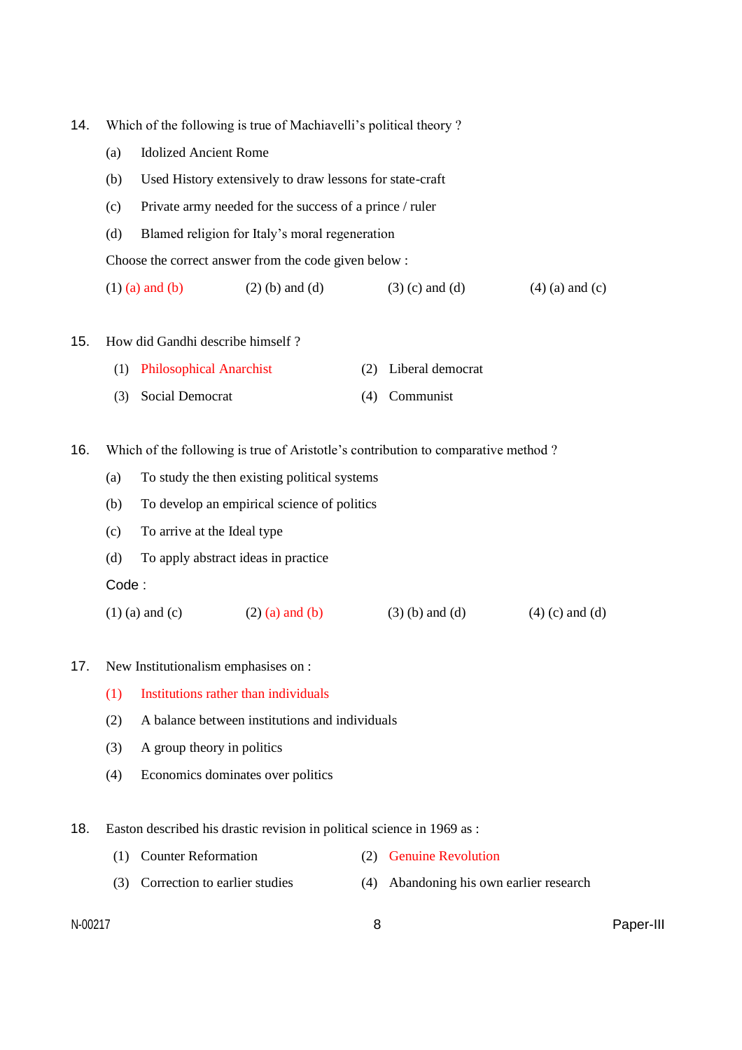14. Which of the following is true of Machiavelli's political theory ?

    (a) Idolized Ancient Rome

    (b) Used History extensively to draw lessons for state-craft

    (c) Private army needed for the success of a prince / ruler

    (d) Blamed religion for Italy's moral regeneration

    Choose the correct answer from the code given below :

    (1) (a) and (b) (2) (b) and (d) (3) (c) and (d) (4) (a) and (c)

15. How did Gandhi describe himself ?

    (1) Philosophical Anarchist (2) Liberal democrat

    (3) Social Democrat (4) Communist

16. Which of the following is true of Aristotle's contribution to comparative method ?

    (a) To study the then existing political systems

    (b) To develop an empirical science of politics

    (c) To arrive at the Ideal type

    (d) To apply abstract ideas in practice

    Code :

    (1) (a) and (c) (2) (a) and (b) (3) (b) and (d) (4) (c) and (d)

17. New Institutionalism emphasises on :

    (1) Institutions rather than individuals

    (2) A balance between institutions and individuals

    (3) A group theory in politics

    (4) Economics dominates over politics

18. Easton described his drastic revision in political science in 1969 as :

    (1) Counter Reformation (2) Genuine Revolution

    (3) Correction to earlier studies (4) Abandoning his own earlier research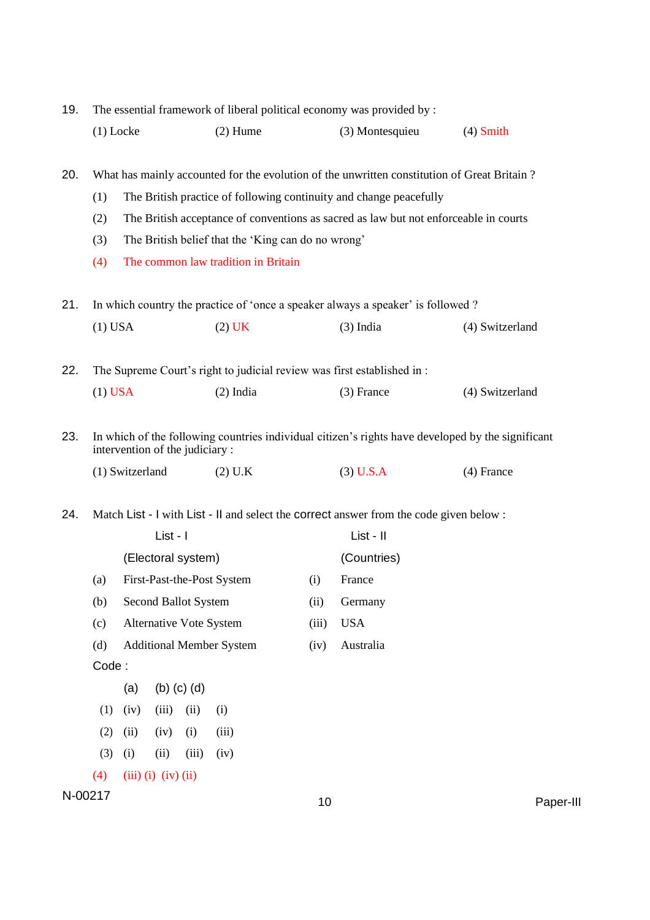19. The essential framework of liberal political economy was provided by :

    (1) Locke    (2) Hume    (3) Montesquieu    (4) Smith

20. What has mainly accounted for the evolution of the unwritten constitution of Great Britain ?

    (1) The British practice of following continuity and change peacefully

    (2) The British acceptance of conventions as sacred as law but not enforceable in courts

    (3) The British belief that the 'King can do no wrong'

    (4) The common law tradition in Britain

21. In which country the practice of 'once a speaker always a speaker' is followed ?

    (1) USA    (2) UK    (3) India    (4) Switzerland

22. The Supreme Court's right to judicial review was first established in :

    (1) USA    (2) India    (3) France    (4) Switzerland

23. In which of the following countries individual citizen's rights have developed by the significant intervention of the judiciary :

    (1) Switzerland    (2) U.K    (3) U.S.A    (4) France

24. Match List - I with List - II and select the correct answer from the code given below :

| | List - I (Electoral system) | | List - II (Countries) |
|---|---|---|---|
| (a) | First-Past-the-Post System | (i) | France |
| (b) | Second Ballot System | (ii) | Germany |
| (c) | Alternative Vote System | (iii) | USA |
| (d) | Additional Member System | (iv) | Australia |

Code :

| | (a) | (b) | (c) | (d) |
|---|---|---|---|---|
| (1) | (iv) | (iii) | (ii) | (i) |
| (2) | (ii) | (iv) | (i) | (iii) |
| (3) | (i) | (ii) | (iii) | (iv) |
| (4) | (iii) | (i) | (iv) | (ii) |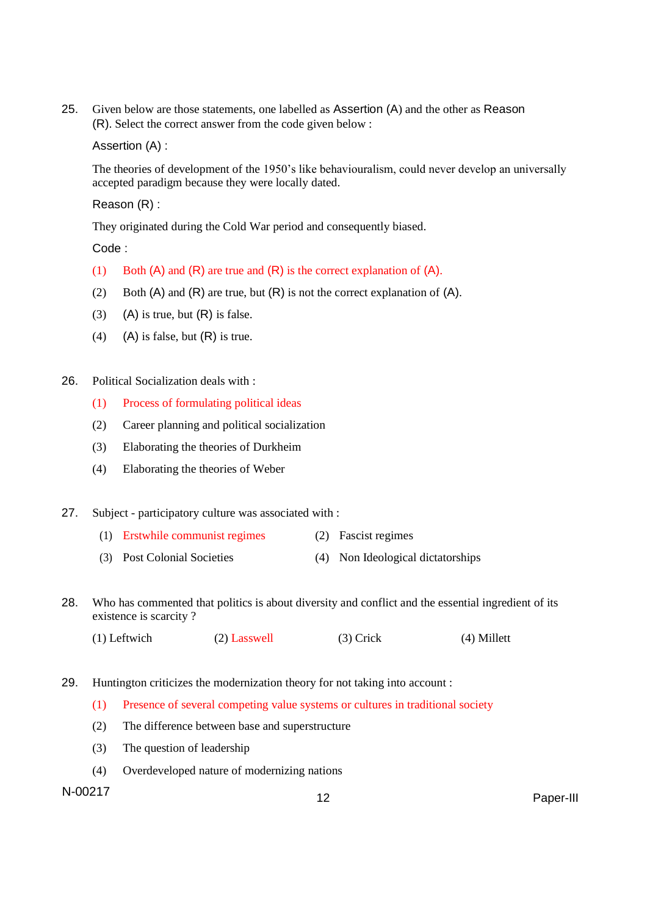25. Given below are those statements, one labelled as Assertion (A) and the other as Reason (R). Select the correct answer from the code given below :

    Assertion (A) :

    The theories of development of the 1950's like behaviouralism, could never develop an universally accepted paradigm because they were locally dated.

    Reason (R) :

    They originated during the Cold War period and consequently biased.

    Code :

    (1) Both (A) and (R) are true and (R) is the correct explanation of (A).

    (2) Both (A) and (R) are true, but (R) is not the correct explanation of (A).

    (3) (A) is true, but (R) is false.

    (4) (A) is false, but (R) is true.

26. Political Socialization deals with :

    (1) Process of formulating political ideas

    (2) Career planning and political socialization

    (3) Elaborating the theories of Durkheim

    (4) Elaborating the theories of Weber

27. Subject - participatory culture was associated with :

    (1) Erstwhile communist regimes
    (2) Fascist regimes
    (3) Post Colonial Societies
    (4) Non Ideological dictatorships

28. Who has commented that politics is about diversity and conflict and the essential ingredient of its existence is scarcity ?

    (1) Leftwich
    (2) Lasswell
    (3) Crick
    (4) Millett

29. Huntington criticizes the modernization theory for not taking into account :

    (1) Presence of several competing value systems or cultures in traditional society

    (2) The difference between base and superstructure

    (3) The question of leadership

    (4) Overdeveloped nature of modernizing nations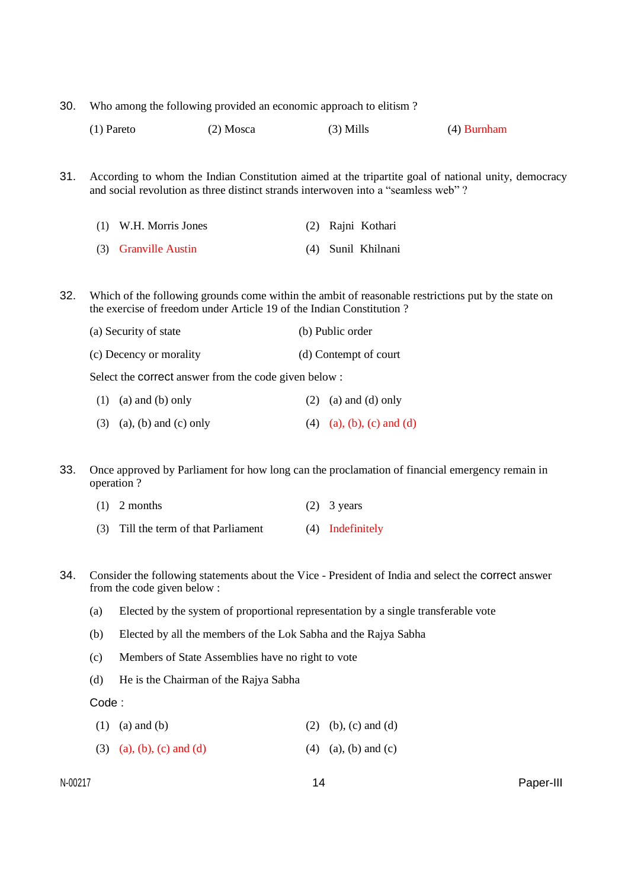30. Who among the following provided an economic approach to elitism ?

    (1) Pareto (2) Mosca (3) Mills (4) Burnham

31. According to whom the Indian Constitution aimed at the tripartite goal of national unity, democracy and social revolution as three distinct strands interwoven into a "seamless web" ?

    (1) W.H. Morris Jones
    (2) Rajni Kothari
    (3) Granville Austin
    (4) Sunil Khilnani

32. Which of the following grounds come within the ambit of reasonable restrictions put by the state on the exercise of freedom under Article 19 of the Indian Constitution ?

    (a) Security of state
    (b) Public order
    (c) Decency or morality
    (d) Contempt of court

    Select the correct answer from the code given below :

    (1) (a) and (b) only
    (2) (a) and (d) only
    (3) (a), (b) and (c) only
    (4) (a), (b), (c) and (d)

33. Once approved by Parliament for how long can the proclamation of financial emergency remain in operation ?

    (1) 2 months
    (2) 3 years
    (3) Till the term of that Parliament
    (4) Indefinitely

34. Consider the following statements about the Vice - President of India and select the correct answer from the code given below :

    (a) Elected by the system of proportional representation by a single transferable vote
    (b) Elected by all the members of the Lok Sabha and the Rajya Sabha
    (c) Members of State Assemblies have no right to vote
    (d) He is the Chairman of the Rajya Sabha

    Code :

    (1) (a) and (b)
    (2) (b), (c) and (d)
    (3) (a), (b), (c) and (d)
    (4) (a), (b) and (c)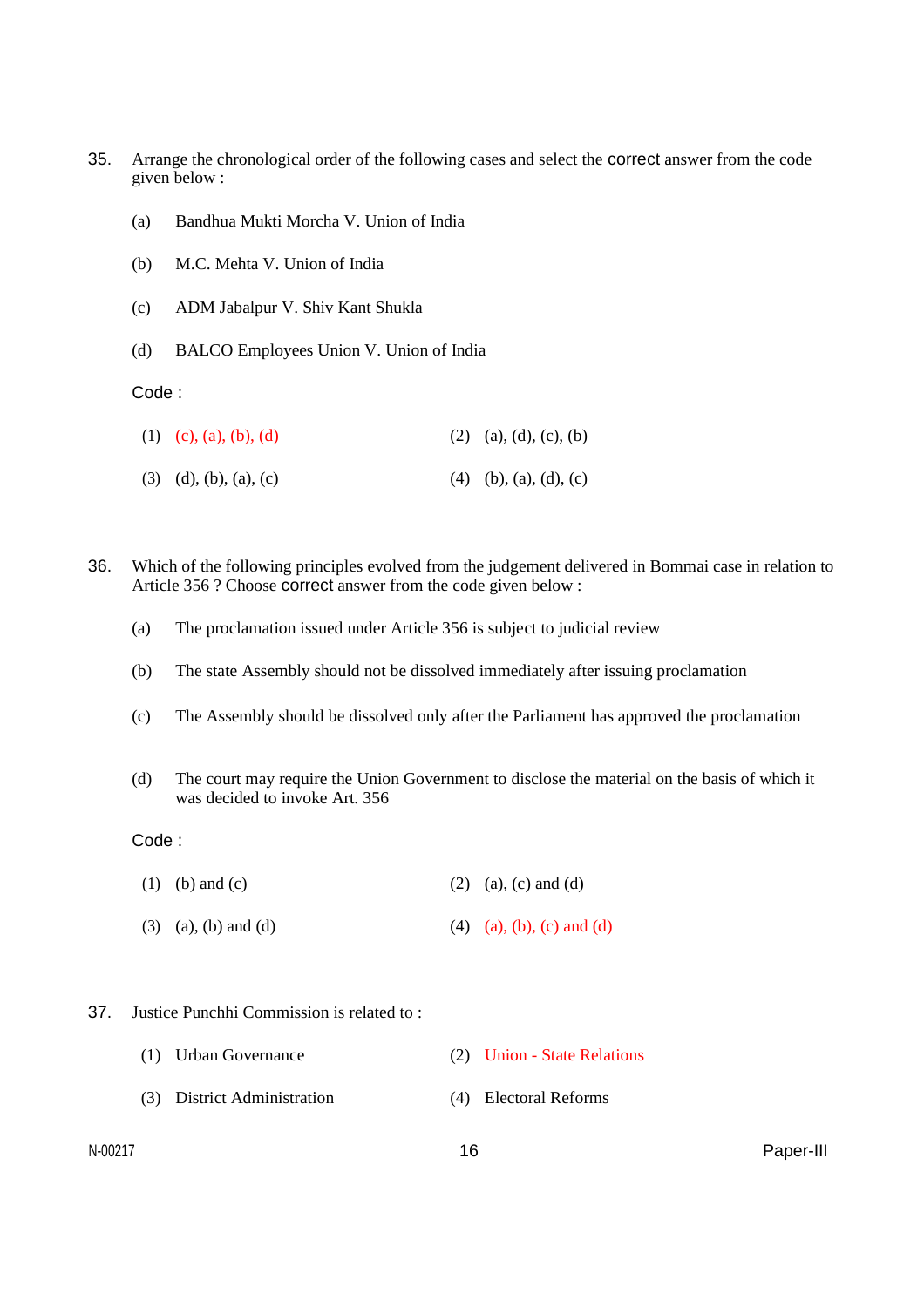35. Arrange the chronological order of the following cases and select the correct answer from the code given below :

    (a) Bandhua Mukti Morcha V. Union of India

    (b) M.C. Mehta V. Union of India

    (c) ADM Jabalpur V. Shiv Kant Shukla

    (d) BALCO Employees Union V. Union of India

    Code :

    (1) (c), (a), (b), (d)  (2) (a), (d), (c), (b)

    (3) (d), (b), (a), (c)  (4) (b), (a), (d), (c)

36. Which of the following principles evolved from the judgement delivered in Bommai case in relation to Article 356 ? Choose correct answer from the code given below :

    (a) The proclamation issued under Article 356 is subject to judicial review

    (b) The state Assembly should not be dissolved immediately after issuing proclamation

    (c) The Assembly should be dissolved only after the Parliament has approved the proclamation

    (d) The court may require the Union Government to disclose the material on the basis of which it was decided to invoke Art. 356

    Code :

    (1) (b) and (c)  (2) (a), (c) and (d)

    (3) (a), (b) and (d)  (4) (a), (b), (c) and (d)

37. Justice Punchhi Commission is related to :

    (1) Urban Governance  (2) Union - State Relations

    (3) District Administration  (4) Electoral Reforms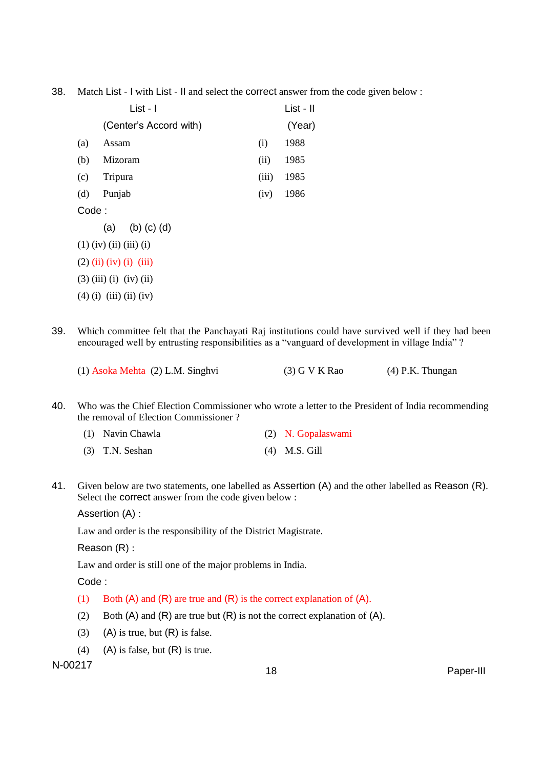38. Match List - I with List - II and select the correct answer from the code given below :

| | List - I (Center's Accord with) | | List - II (Year) |
|---|---|---|---|
| (a) | Assam | (i) | 1988 |
| (b) | Mizoram | (ii) | 1985 |
| (c) | Tripura | (iii) | 1985 |
| (d) | Punjab | (iv) | 1986 |

Code :

| | (a) | (b) | (c) | (d) |
|---|---|---|---|---|
| (1) | (iv) | (ii) | (iii) | (i) |
| (2) | (ii) | (iv) | (i) | (iii) |
| (3) | (iii) | (i) | (iv) | (ii) |
| (4) | (i) | (iii) | (ii) | (iv) |

39. Which committee felt that the Panchayati Raj institutions could have survived well if they had been encouraged well by entrusting responsibilities as a "vanguard of development in village India" ?

(1) Asoka Mehta (2) L.M. Singhvi (3) G V K Rao (4) P.K. Thungan

40. Who was the Chief Election Commissioner who wrote a letter to the President of India recommending the removal of Election Commissioner ?

(1) Navin Chawla
(2) N. Gopalaswami
(3) T.N. Seshan
(4) M.S. Gill

41. Given below are two statements, one labelled as Assertion (A) and the other labelled as Reason (R). Select the correct answer from the code given below :

Assertion (A) :

Law and order is the responsibility of the District Magistrate.

Reason (R) :

Law and order is still one of the major problems in India.

Code :

(1) Both (A) and (R) are true and (R) is the correct explanation of (A).
(2) Both (A) and (R) are true but (R) is not the correct explanation of (A).
(3) (A) is true, but (R) is false.
(4) (A) is false, but (R) is true.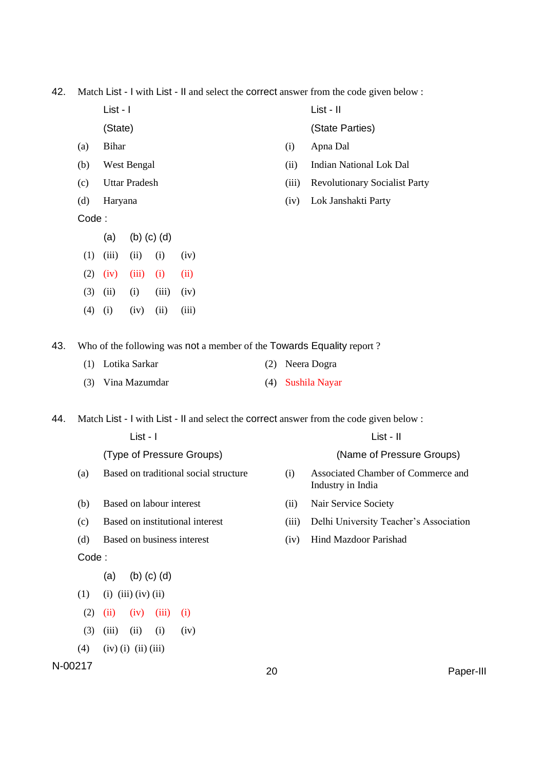42. Match List - I with List - II and select the correct answer from the code given below :

| | List - I (State) | | List - II (State Parties) |
|---|---|---|---|
| (a) | Bihar | (i) | Apna Dal |
| (b) | West Bengal | (ii) | Indian National Lok Dal |
| (c) | Uttar Pradesh | (iii) | Revolutionary Socialist Party |
| (d) | Haryana | (iv) | Lok Janshakti Party |

Code :

| | (a) | (b) | (c) | (d) |
|---|---|---|---|---|
| (1) | (iii) | (ii) | (i) | (iv) |
| (2) | (iv) | (iii) | (i) | (ii) |
| (3) | (ii) | (i) | (iii) | (iv) |
| (4) | (i) | (iv) | (ii) | (iii) |

43. Who of the following was not a member of the Towards Equality report ?

(1) Lotika Sarkar
(2) Neera Dogra
(3) Vina Mazumdar
(4) Sushila Nayar

44. Match List - I with List - II and select the correct answer from the code given below :

| | List - I (Type of Pressure Groups) | | List - II (Name of Pressure Groups) |
|---|---|---|---|
| (a) | Based on traditional social structure | (i) | Associated Chamber of Commerce and Industry in India |
| (b) | Based on labour interest | (ii) | Nair Service Society |
| (c) | Based on institutional interest | (iii) | Delhi University Teacher's Association |
| (d) | Based on business interest | (iv) | Hind Mazdoor Parishad |

Code :

| | (a) | (b) | (c) | (d) |
|---|---|---|---|---|
| (1) | (i) | (iii) | (iv) | (ii) |
| (2) | (ii) | (iv) | (iii) | (i) |
| (3) | (iii) | (ii) | (i) | (iv) |
| (4) | (iv) | (i) | (ii) | (iii) |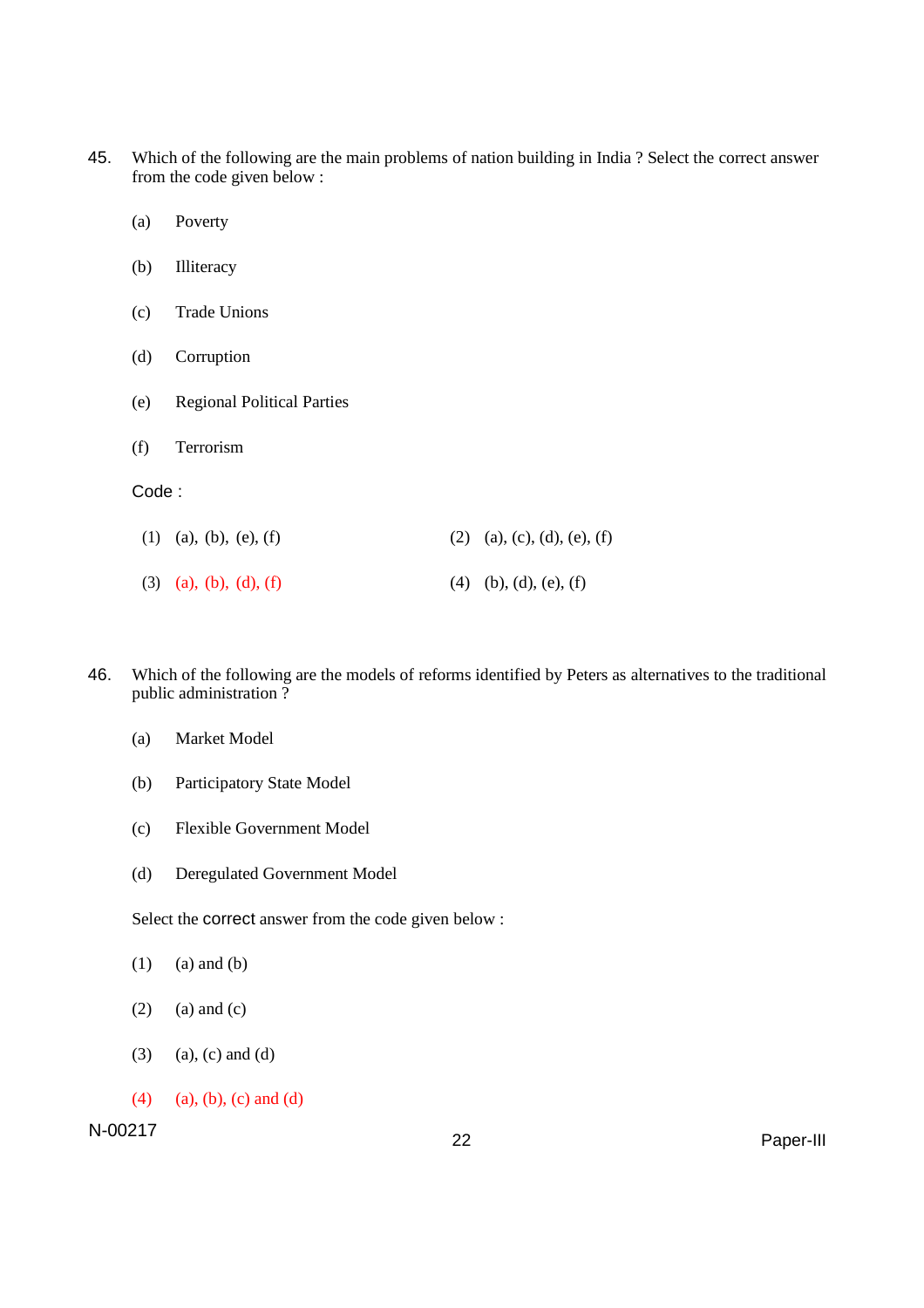45. Which of the following are the main problems of nation building in India ? Select the correct answer from the code given below :

    (a) Poverty

    (b) Illiteracy

    (c) Trade Unions

    (d) Corruption

    (e) Regional Political Parties

    (f) Terrorism

    Code :

    (1) (a), (b), (e), (f)  (2) (a), (c), (d), (e), (f)

    (3) (a), (b), (d), (f)  (4) (b), (d), (e), (f)

46. Which of the following are the models of reforms identified by Peters as alternatives to the traditional public administration ?

    (a) Market Model

    (b) Participatory State Model

    (c) Flexible Government Model

    (d) Deregulated Government Model

    Select the correct answer from the code given below :

    (1) (a) and (b)

    (2) (a) and (c)

    (3) (a), (c) and (d)

    (4) (a), (b), (c) and (d)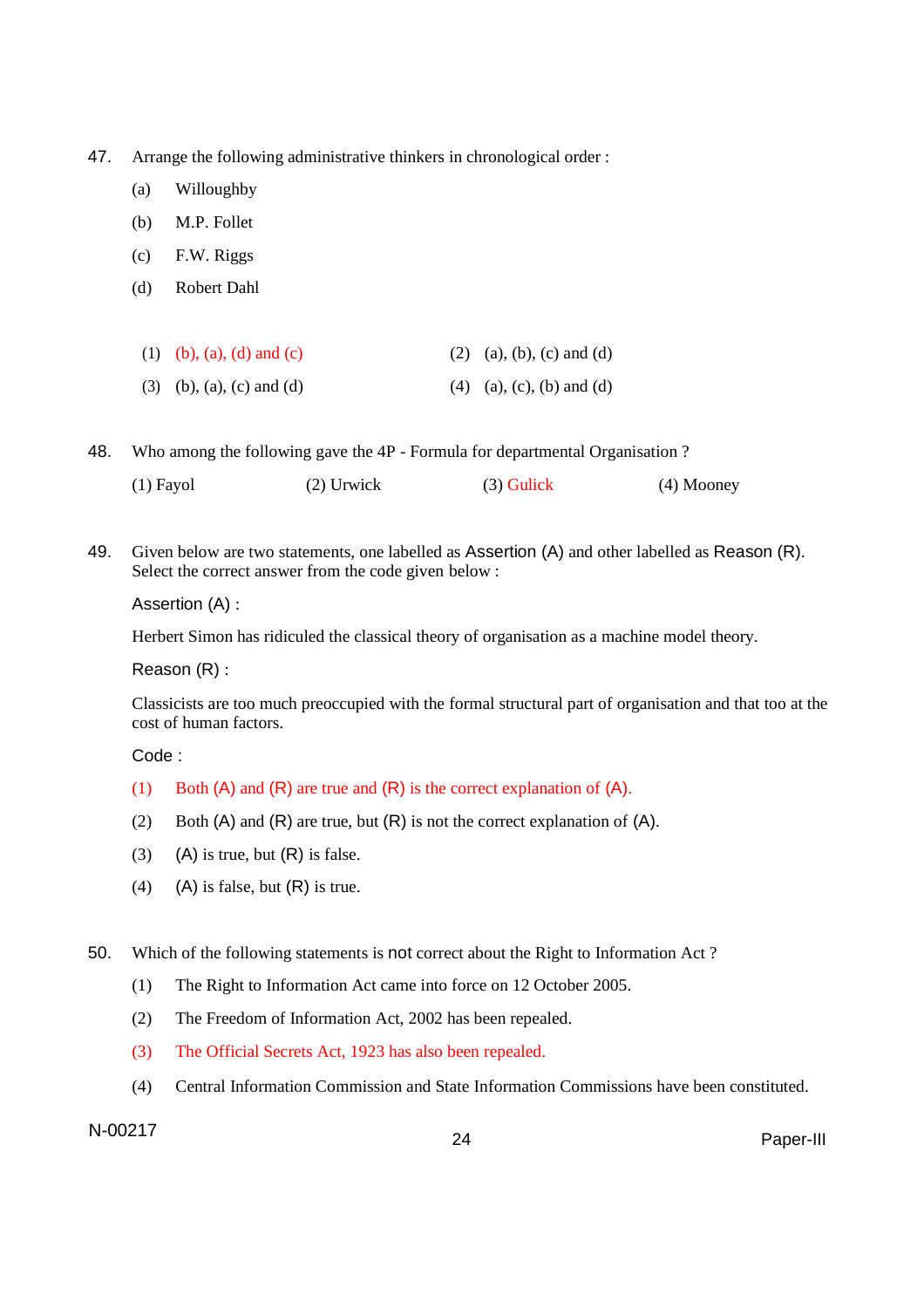47. Arrange the following administrative thinkers in chronological order :

    (a) Willoughby

    (b) M.P. Follet

    (c) F.W. Riggs

    (d) Robert Dahl

    (1) (b), (a), (d) and (c)
    (2) (a), (b), (c) and (d)
    (3) (b), (a), (c) and (d)
    (4) (a), (c), (b) and (d)

48. Who among the following gave the 4P - Formula for departmental Organisation ?

    (1) Fayol
    (2) Urwick
    (3) Gulick
    (4) Mooney

49. Given below are two statements, one labelled as Assertion (A) and other labelled as Reason (R). Select the correct answer from the code given below :

    Assertion (A) :

    Herbert Simon has ridiculed the classical theory of organisation as a machine model theory.

    Reason (R) :

    Classicists are too much preoccupied with the formal structural part of organisation and that too at the cost of human factors.

    Code :

    (1) Both (A) and (R) are true and (R) is the correct explanation of (A).

    (2) Both (A) and (R) are true, but (R) is not the correct explanation of (A).

    (3) (A) is true, but (R) is false.

    (4) (A) is false, but (R) is true.

50. Which of the following statements is not correct about the Right to Information Act ?

    (1) The Right to Information Act came into force on 12 October 2005.

    (2) The Freedom of Information Act, 2002 has been repealed.

    (3) The Official Secrets Act, 1923 has also been repealed.

    (4) Central Information Commission and State Information Commissions have been constituted.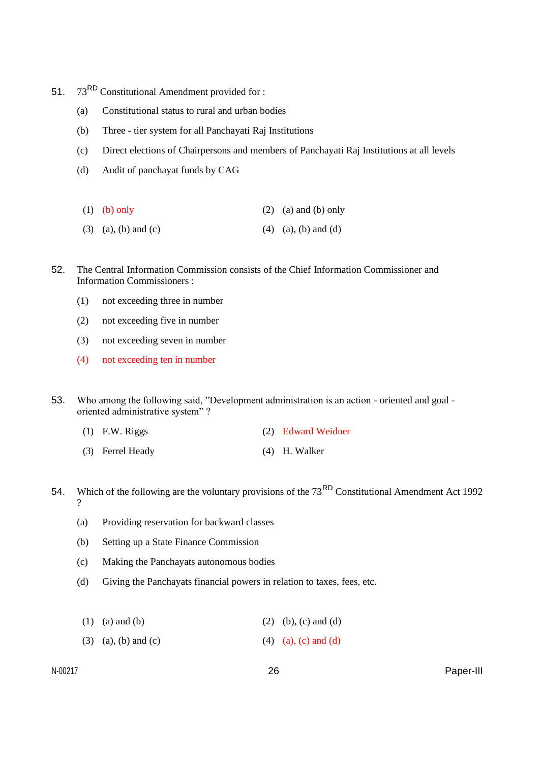51. 73[RD] Constitutional Amendment provided for :

    (a) Constitutional status to rural and urban bodies

    (b) Three - tier system for all Panchayati Raj Institutions

    (c) Direct elections of Chairpersons and members of Panchayati Raj Institutions at all levels

    (d) Audit of panchayat funds by CAG

    (1) (b) only
    (2) (a) and (b) only
    (3) (a), (b) and (c)
    (4) (a), (b) and (d)

52. The Central Information Commission consists of the Chief Information Commissioner and Information Commissioners :

    (1) not exceeding three in number
    (2) not exceeding five in number
    (3) not exceeding seven in number
    (4) not exceeding ten in number

53. Who among the following said, "Development administration is an action - oriented and goal - oriented administrative system" ?

    (1) F.W. Riggs
    (2) Edward Weidner
    (3) Ferrel Heady
    (4) H. Walker

54. Which of the following are the voluntary provisions of the 73[RD] Constitutional Amendment Act 1992 ?

    (a) Providing reservation for backward classes

    (b) Setting up a State Finance Commission

    (c) Making the Panchayats autonomous bodies

    (d) Giving the Panchayats financial powers in relation to taxes, fees, etc.

    (1) (a) and (b)
    (2) (b), (c) and (d)
    (3) (a), (b) and (c)
    (4) (a), (c) and (d)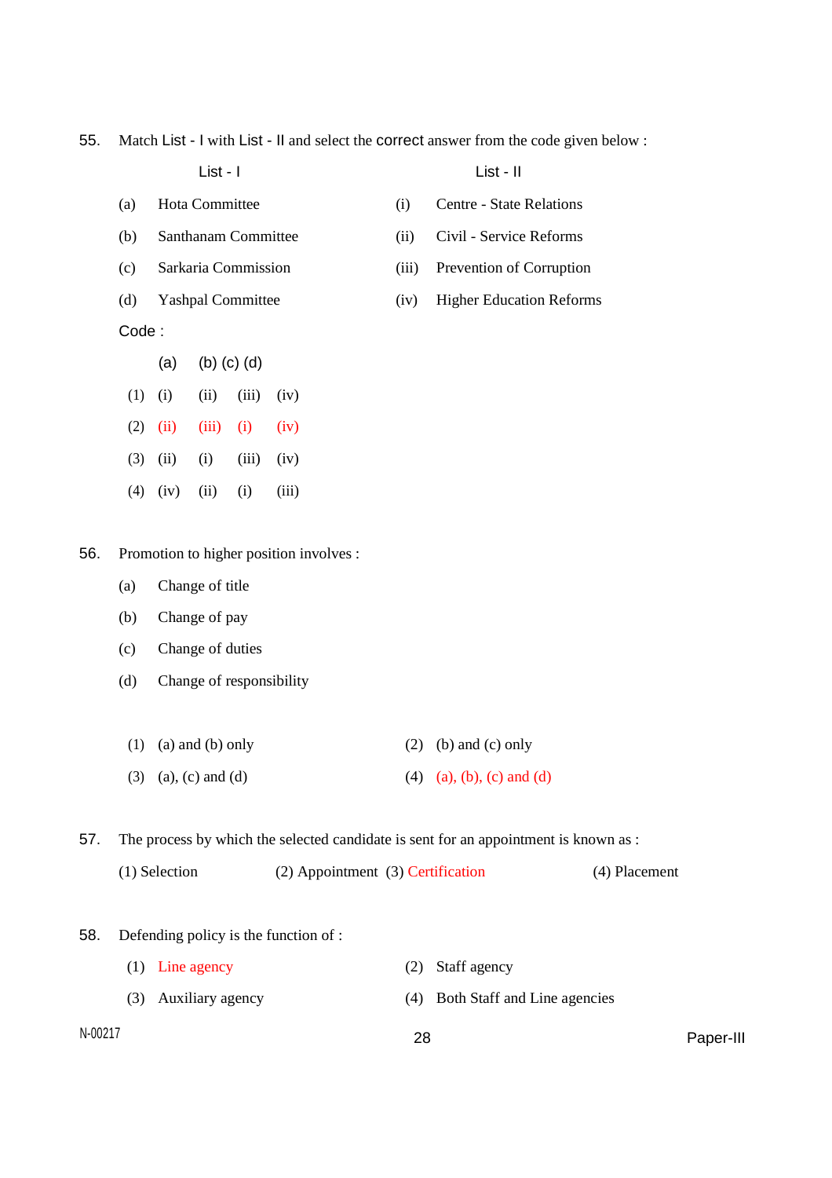55. Match List - I with List - II and select the correct answer from the code given below :

| | List - I | | List - II |
|---|---|---|---|
| (a) | Hota Committee | (i) | Centre - State Relations |
| (b) | Santhanam Committee | (ii) | Civil - Service Reforms |
| (c) | Sarkaria Commission | (iii) | Prevention of Corruption |
| (d) | Yashpal Committee | (iv) | Higher Education Reforms |

Code :

| | (a) | (b) | (c) | (d) |
|---|---|---|---|---|
| (1) | (i) | (ii) | (iii) | (iv) |
| (2) | (ii) | (iii) | (i) | (iv) |
| (3) | (ii) | (i) | (iii) | (iv) |
| (4) | (iv) | (ii) | (i) | (iii) |

56. Promotion to higher position involves :

(a) Change of title

(b) Change of pay

(c) Change of duties

(d) Change of responsibility

(1) (a) and (b) only (2) (b) and (c) only

(3) (a), (c) and (d) (4) (a), (b), (c) and (d)

57. The process by which the selected candidate is sent for an appointment is known as :

(1) Selection (2) Appointment (3) Certification (4) Placement

58. Defending policy is the function of :

(1) Line agency (2) Staff agency

(3) Auxiliary agency (4) Both Staff and Line agencies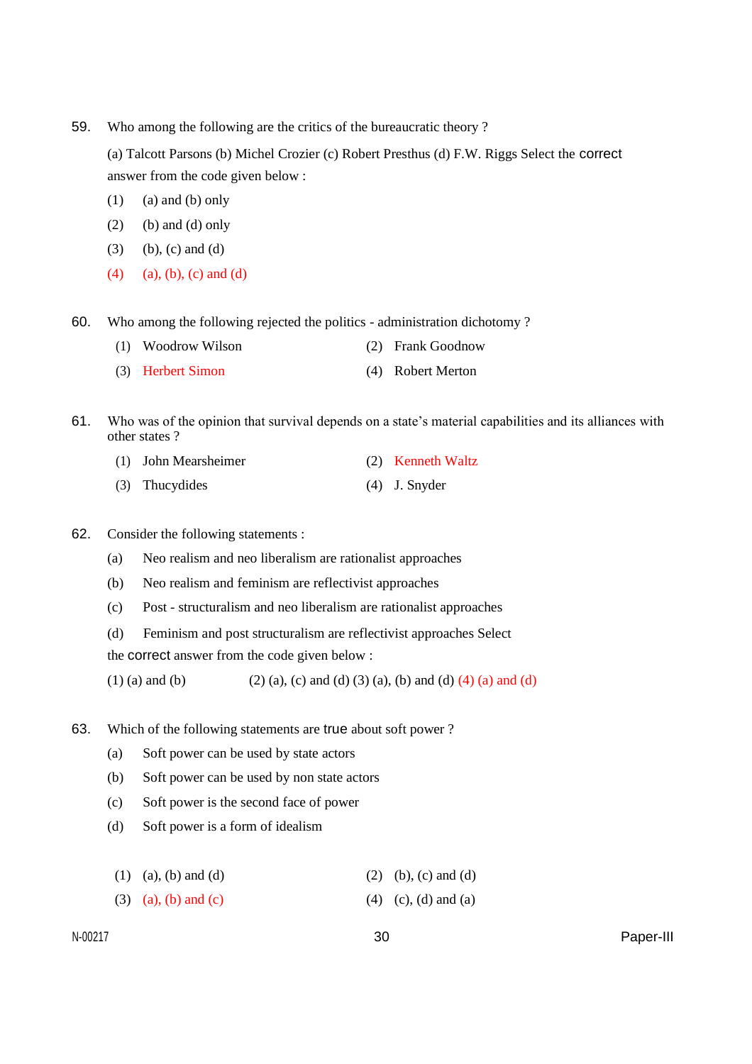59. Who among the following are the critics of the bureaucratic theory ?

(a) Talcott Parsons (b) Michel Crozier (c) Robert Presthus (d) F.W. Riggs Select the correct answer from the code given below :

(1) (a) and (b) only

(2) (b) and (d) only

(3) (b), (c) and (d)

(4) (a), (b), (c) and (d)

60. Who among the following rejected the politics - administration dichotomy ?

(1) Woodrow Wilson
(2) Frank Goodnow
(3) Herbert Simon
(4) Robert Merton

61. Who was of the opinion that survival depends on a state's material capabilities and its alliances with other states ?

(1) John Mearsheimer
(2) Kenneth Waltz
(3) Thucydides
(4) J. Snyder

62. Consider the following statements :

(a) Neo realism and neo liberalism are rationalist approaches

(b) Neo realism and feminism are reflectivist approaches

(c) Post - structuralism and neo liberalism are rationalist approaches

(d) Feminism and post structuralism are reflectivist approaches Select the correct answer from the code given below :

(1) (a) and (b) (2) (a), (c) and (d) (3) (a), (b) and (d) (4) (a) and (d)

63. Which of the following statements are true about soft power ?

(a) Soft power can be used by state actors

(b) Soft power can be used by non state actors

(c) Soft power is the second face of power

(d) Soft power is a form of idealism

(1) (a), (b) and (d)
(2) (b), (c) and (d)
(3) (a), (b) and (c)
(4) (c), (d) and (a)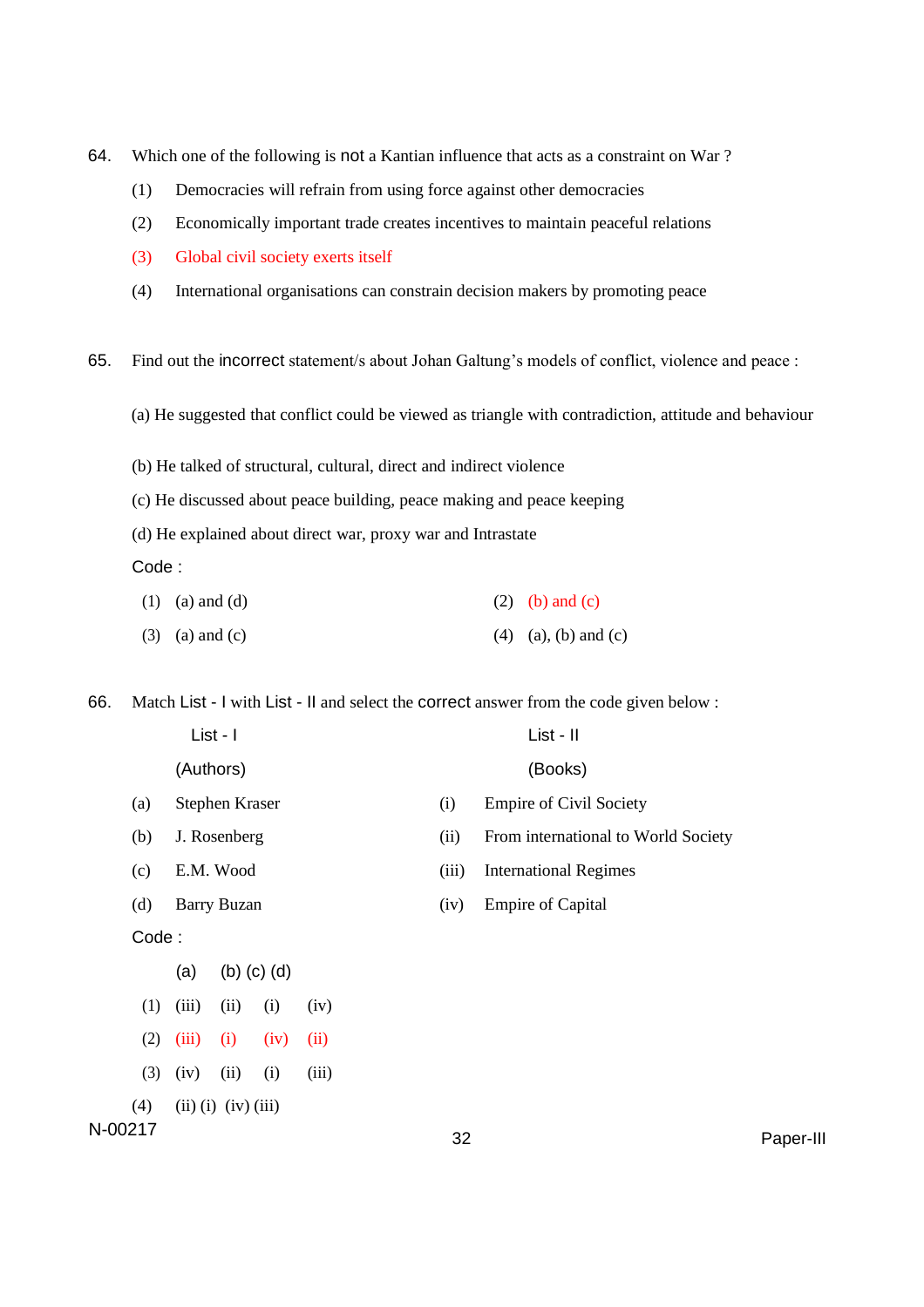64. Which one of the following is not a Kantian influence that acts as a constraint on War ?

(1) Democracies will refrain from using force against other democracies

(2) Economically important trade creates incentives to maintain peaceful relations

(3) Global civil society exerts itself

(4) International organisations can constrain decision makers by promoting peace

65. Find out the incorrect statement/s about Johan Galtung's models of conflict, violence and peace :

(a) He suggested that conflict could be viewed as triangle with contradiction, attitude and behaviour

(b) He talked of structural, cultural, direct and indirect violence

(c) He discussed about peace building, peace making and peace keeping

(d) He explained about direct war, proxy war and Intrastate

Code :

(1) (a) and (d)
(2) (b) and (c)
(3) (a) and (c)
(4) (a), (b) and (c)

66. Match List - I with List - II and select the correct answer from the code given below :

| | List - I (Authors) | | List - II (Books) |
|---|---|---|---|
| (a) | Stephen Kraser | (i) | Empire of Civil Society |
| (b) | J. Rosenberg | (ii) | From international to World Society |
| (c) | E.M. Wood | (iii) | International Regimes |
| (d) | Barry Buzan | (iv) | Empire of Capital |

Code :

| | (a) | (b) | (c) | (d) |
|---|---|---|---|---|
| (1) | (iii) | (ii) | (i) | (iv) |
| (2) | (iii) | (i) | (iv) | (ii) |
| (3) | (iv) | (ii) | (i) | (iii) |
| (4) | (ii) | (i) | (iv) | (iii) |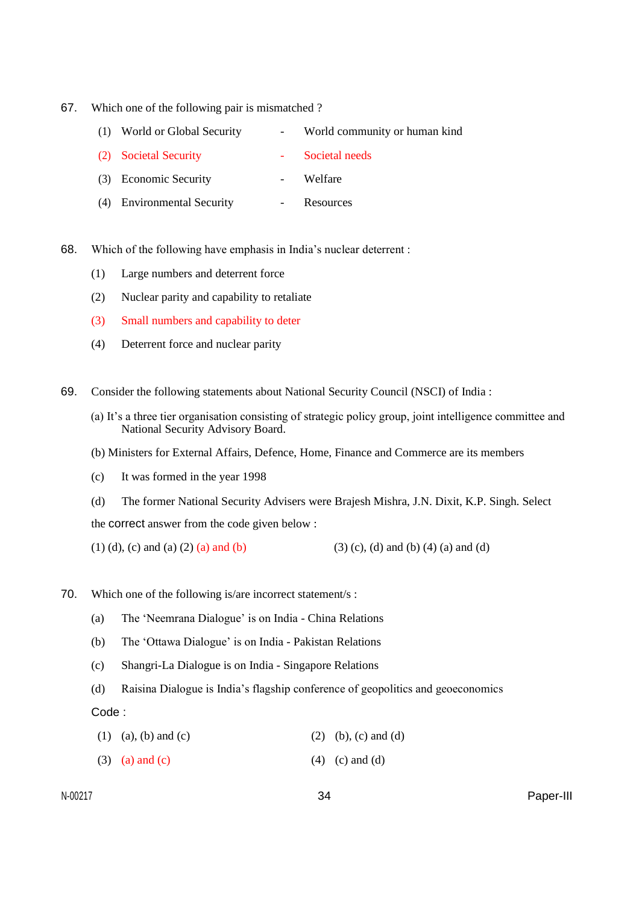67. Which one of the following pair is mismatched ?

    (1) World or Global Security - World community or human kind

    (2) Societal Security - Societal needs

    (3) Economic Security - Welfare

    (4) Environmental Security - Resources

68. Which of the following have emphasis in India's nuclear deterrent :

    (1) Large numbers and deterrent force

    (2) Nuclear parity and capability to retaliate

    (3) Small numbers and capability to deter

    (4) Deterrent force and nuclear parity

69. Consider the following statements about National Security Council (NSCI) of India :

    (a) It's a three tier organisation consisting of strategic policy group, joint intelligence committee and National Security Advisory Board.

    (b) Ministers for External Affairs, Defence, Home, Finance and Commerce are its members

    (c) It was formed in the year 1998

    (d) The former National Security Advisers were Brajesh Mishra, J.N. Dixit, K.P. Singh. Select the correct answer from the code given below :

    (1) (d), (c) and (a) (2) (a) and (b) (3) (c), (d) and (b) (4) (a) and (d)

70. Which one of the following is/are incorrect statement/s :

    (a) The 'Neemrana Dialogue' is on India - China Relations

    (b) The 'Ottawa Dialogue' is on India - Pakistan Relations

    (c) Shangri-La Dialogue is on India - Singapore Relations

    (d) Raisina Dialogue is India's flagship conference of geopolitics and geoeconomics

    Code :

    (1) (a), (b) and (c) (2) (b), (c) and (d)

    (3) (a) and (c) (4) (c) and (d)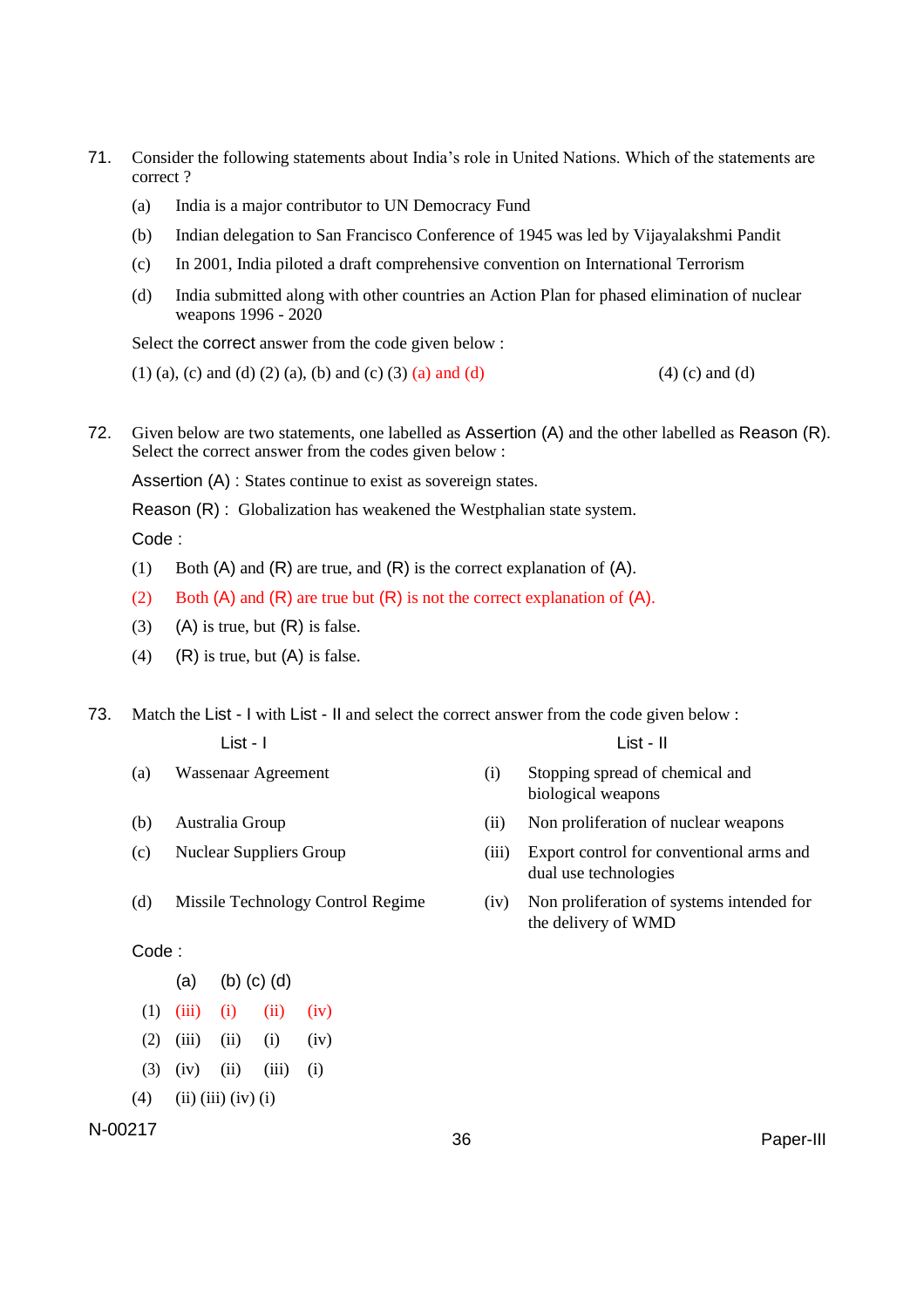71. Consider the following statements about India's role in United Nations. Which of the statements are correct ?

    (a) India is a major contributor to UN Democracy Fund

    (b) Indian delegation to San Francisco Conference of 1945 was led by Vijayalakshmi Pandit

    (c) In 2001, India piloted a draft comprehensive convention on International Terrorism

    (d) India submitted along with other countries an Action Plan for phased elimination of nuclear weapons 1996 - 2020

    Select the correct answer from the code given below :

    (1) (a), (c) and (d) (2) (a), (b) and (c) (3) (a) and (d) (4) (c) and (d)

72. Given below are two statements, one labelled as Assertion (A) and the other labelled as Reason (R). Select the correct answer from the codes given below :

    Assertion (A) : States continue to exist as sovereign states.

    Reason (R) : Globalization has weakened the Westphalian state system.

    Code :

    (1) Both (A) and (R) are true, and (R) is the correct explanation of (A).

    (2) Both (A) and (R) are true but (R) is not the correct explanation of (A).

    (3) (A) is true, but (R) is false.

    (4) (R) is true, but (A) is false.

73. Match the List - I with List - II and select the correct answer from the code given below :

| | List - I | | List - II |
|---|---|---|---|
| (a) | Wassenaar Agreement | (i) | Stopping spread of chemical and biological weapons |
| (b) | Australia Group | (ii) | Non proliferation of nuclear weapons |
| (c) | Nuclear Suppliers Group | (iii) | Export control for conventional arms and dual use technologies |
| (d) | Missile Technology Control Regime | (iv) | Non proliferation of systems intended for the delivery of WMD |

Code :

| | (a) | (b) | (c) | (d) |
|---|---|---|---|---|
| (1) | (iii) | (i) | (ii) | (iv) |
| (2) | (iii) | (ii) | (i) | (iv) |
| (3) | (iv) | (ii) | (iii) | (i) |
| (4) | (ii) | (iii) | (iv) | (i) |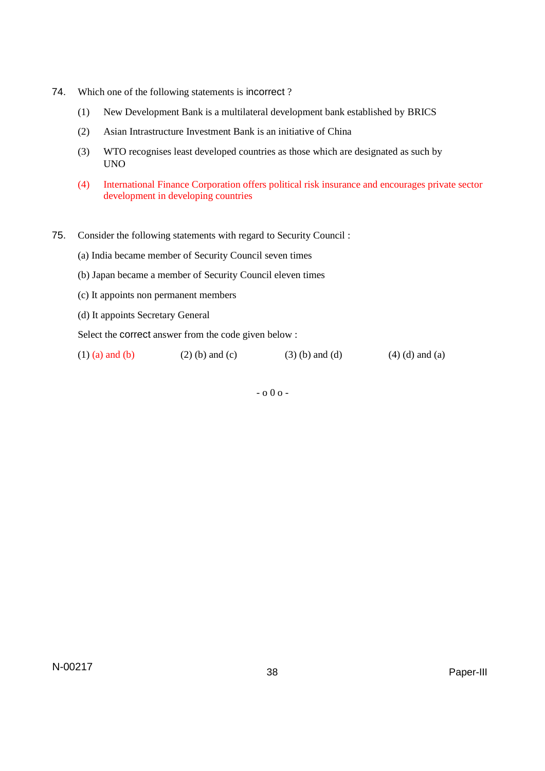74. Which one of the following statements is incorrect ?

    (1) New Development Bank is a multilateral development bank established by BRICS

    (2) Asian Intrastructure Investment Bank is an initiative of China

    (3) WTO recognises least developed countries as those which are designated as such by UNO

    (4) International Finance Corporation offers political risk insurance and encourages private sector development in developing countries

75. Consider the following statements with regard to Security Council :

    (a) India became member of Security Council seven times

    (b) Japan became a member of Security Council eleven times

    (c) It appoints non permanent members

    (d) It appoints Secretary General

    Select the correct answer from the code given below :

    (1) (a) and (b) (2) (b) and (c) (3) (b) and (d) (4) (d) and (a)

- o 0 o -